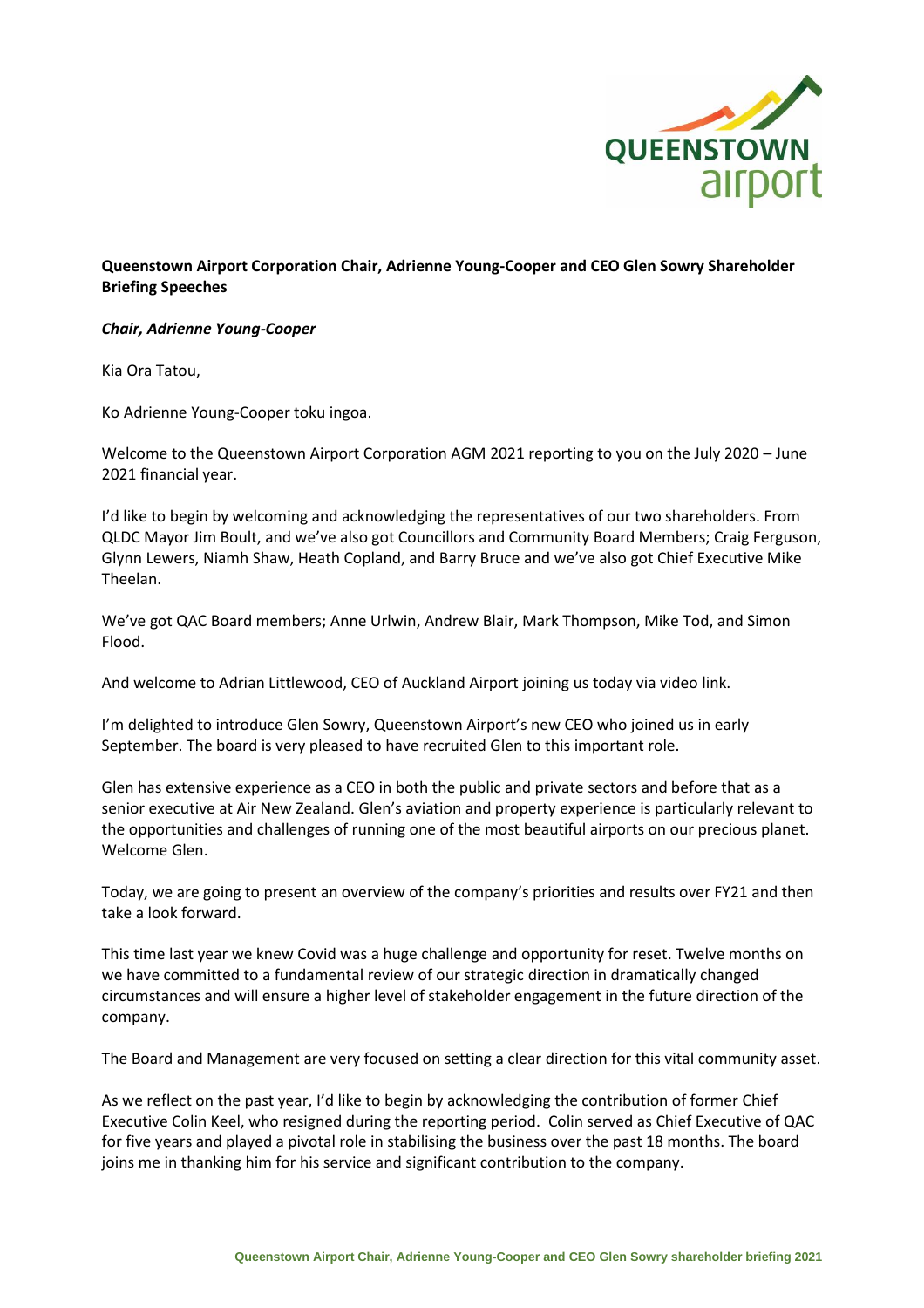**Queenstown Airport Corporation Chair, Adrienne Young-Cooper and CEO Glen Sowry Shareholder Briefing Speeches**

***Chair, Adrienne Young-Cooper***

Kia Ora Tatou,

Ko Adrienne Young-Cooper toku ingoa.

Welcome to the Queenstown Airport Corporation AGM 2021 reporting to you on the July 2020 – June 2021 financial year.

I'd like to begin by welcoming and acknowledging the representatives of our two shareholders. From QLDC Mayor Jim Boult, and we've also got Councillors and Community Board Members; Craig Ferguson, Glynn Lewers, Niamh Shaw, Heath Copland, and Barry Bruce and we've also got Chief Executive Mike Theelan.

We've got QAC Board members; Anne Urlwin, Andrew Blair, Mark Thompson, Mike Tod, and Simon Flood.

And welcome to Adrian Littlewood, CEO of Auckland Airport joining us today via video link.

I'm delighted to introduce Glen Sowry, Queenstown Airport's new CEO who joined us in early September. The board is very pleased to have recruited Glen to this important role.

Glen has extensive experience as a CEO in both the public and private sectors and before that as a senior executive at Air New Zealand. Glen's aviation and property experience is particularly relevant to the opportunities and challenges of running one of the most beautiful airports on our precious planet. Welcome Glen.

Today, we are going to present an overview of the company's priorities and results over FY21 and then take a look forward.

This time last year we knew Covid was a huge challenge and opportunity for reset. Twelve months on we have committed to a fundamental review of our strategic direction in dramatically changed circumstances and will ensure a higher level of stakeholder engagement in the future direction of the company.

The Board and Management are very focused on setting a clear direction for this vital community asset.

As we reflect on the past year, I'd like to begin by acknowledging the contribution of former Chief Executive Colin Keel, who resigned during the reporting period. Colin served as Chief Executive of QAC for five years and played a pivotal role in stabilising the business over the past 18 months. The board joins me in thanking him for his service and significant contribution to the company.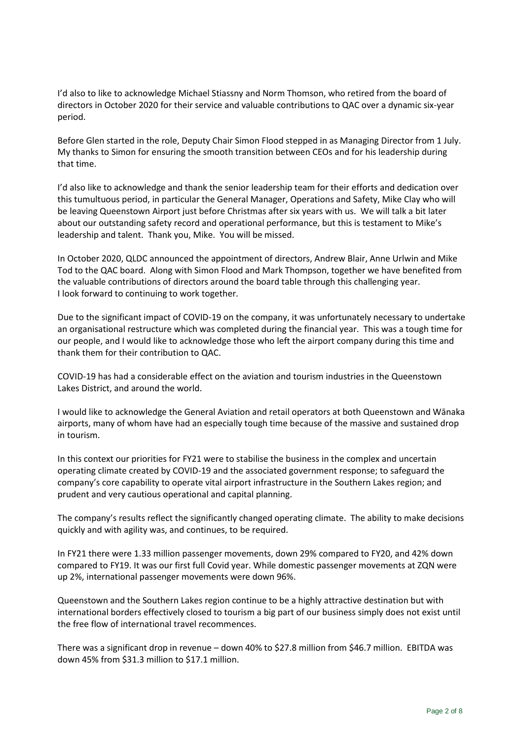I'd also to like to acknowledge Michael Stiassny and Norm Thomson, who retired from the board of directors in October 2020 for their service and valuable contributions to QAC over a dynamic six-year period.

Before Glen started in the role, Deputy Chair Simon Flood stepped in as Managing Director from 1 July. My thanks to Simon for ensuring the smooth transition between CEOs and for his leadership during that time.

I'd also like to acknowledge and thank the senior leadership team for their efforts and dedication over this tumultuous period, in particular the General Manager, Operations and Safety, Mike Clay who will be leaving Queenstown Airport just before Christmas after six years with us. We will talk a bit later about our outstanding safety record and operational performance, but this is testament to Mike's leadership and talent. Thank you, Mike. You will be missed.

In October 2020, QLDC announced the appointment of directors, Andrew Blair, Anne Urlwin and Mike Tod to the QAC board. Along with Simon Flood and Mark Thompson, together we have benefited from the valuable contributions of directors around the board table through this challenging year. I look forward to continuing to work together.

Due to the significant impact of COVID-19 on the company, it was unfortunately necessary to undertake an organisational restructure which was completed during the financial year. This was a tough time for our people, and I would like to acknowledge those who left the airport company during this time and thank them for their contribution to QAC.

COVID-19 has had a considerable effect on the aviation and tourism industries in the Queenstown Lakes District, and around the world.

I would like to acknowledge the General Aviation and retail operators at both Queenstown and Wānaka airports, many of whom have had an especially tough time because of the massive and sustained drop in tourism.

In this context our priorities for FY21 were to stabilise the business in the complex and uncertain operating climate created by COVID-19 and the associated government response; to safeguard the company's core capability to operate vital airport infrastructure in the Southern Lakes region; and prudent and very cautious operational and capital planning.

The company's results reflect the significantly changed operating climate. The ability to make decisions quickly and with agility was, and continues, to be required.

In FY21 there were 1.33 million passenger movements, down 29% compared to FY20, and 42% down compared to FY19. It was our first full Covid year. While domestic passenger movements at ZQN were up 2%, international passenger movements were down 96%.

Queenstown and the Southern Lakes region continue to be a highly attractive destination but with international borders effectively closed to tourism a big part of our business simply does not exist until the free flow of international travel recommences.

There was a significant drop in revenue – down 40% to $27.8 million from $46.7 million. EBITDA was down 45% from $31.3 million to $17.1 million.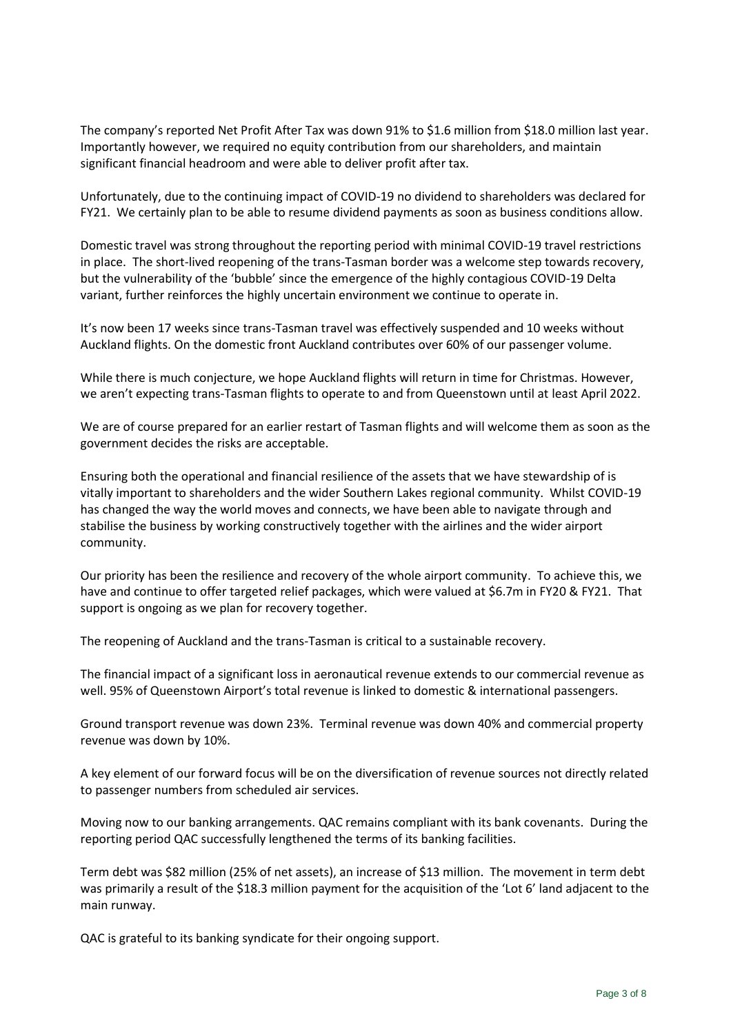The company's reported Net Profit After Tax was down 91% to $1.6 million from $18.0 million last year. Importantly however, we required no equity contribution from our shareholders, and maintain significant financial headroom and were able to deliver profit after tax.

Unfortunately, due to the continuing impact of COVID-19 no dividend to shareholders was declared for FY21. We certainly plan to be able to resume dividend payments as soon as business conditions allow.

Domestic travel was strong throughout the reporting period with minimal COVID-19 travel restrictions in place. The short-lived reopening of the trans-Tasman border was a welcome step towards recovery, but the vulnerability of the 'bubble' since the emergence of the highly contagious COVID-19 Delta variant, further reinforces the highly uncertain environment we continue to operate in.

It's now been 17 weeks since trans-Tasman travel was effectively suspended and 10 weeks without Auckland flights. On the domestic front Auckland contributes over 60% of our passenger volume.

While there is much conjecture, we hope Auckland flights will return in time for Christmas. However, we aren't expecting trans-Tasman flights to operate to and from Queenstown until at least April 2022.

We are of course prepared for an earlier restart of Tasman flights and will welcome them as soon as the government decides the risks are acceptable.

Ensuring both the operational and financial resilience of the assets that we have stewardship of is vitally important to shareholders and the wider Southern Lakes regional community. Whilst COVID-19 has changed the way the world moves and connects, we have been able to navigate through and stabilise the business by working constructively together with the airlines and the wider airport community.

Our priority has been the resilience and recovery of the whole airport community. To achieve this, we have and continue to offer targeted relief packages, which were valued at $6.7m in FY20 & FY21. That support is ongoing as we plan for recovery together.

The reopening of Auckland and the trans-Tasman is critical to a sustainable recovery.

The financial impact of a significant loss in aeronautical revenue extends to our commercial revenue as well. 95% of Queenstown Airport's total revenue is linked to domestic & international passengers.

Ground transport revenue was down 23%. Terminal revenue was down 40% and commercial property revenue was down by 10%.

A key element of our forward focus will be on the diversification of revenue sources not directly related to passenger numbers from scheduled air services.

Moving now to our banking arrangements. QAC remains compliant with its bank covenants. During the reporting period QAC successfully lengthened the terms of its banking facilities.

Term debt was $82 million (25% of net assets), an increase of $13 million. The movement in term debt was primarily a result of the $18.3 million payment for the acquisition of the 'Lot 6' land adjacent to the main runway.

QAC is grateful to its banking syndicate for their ongoing support.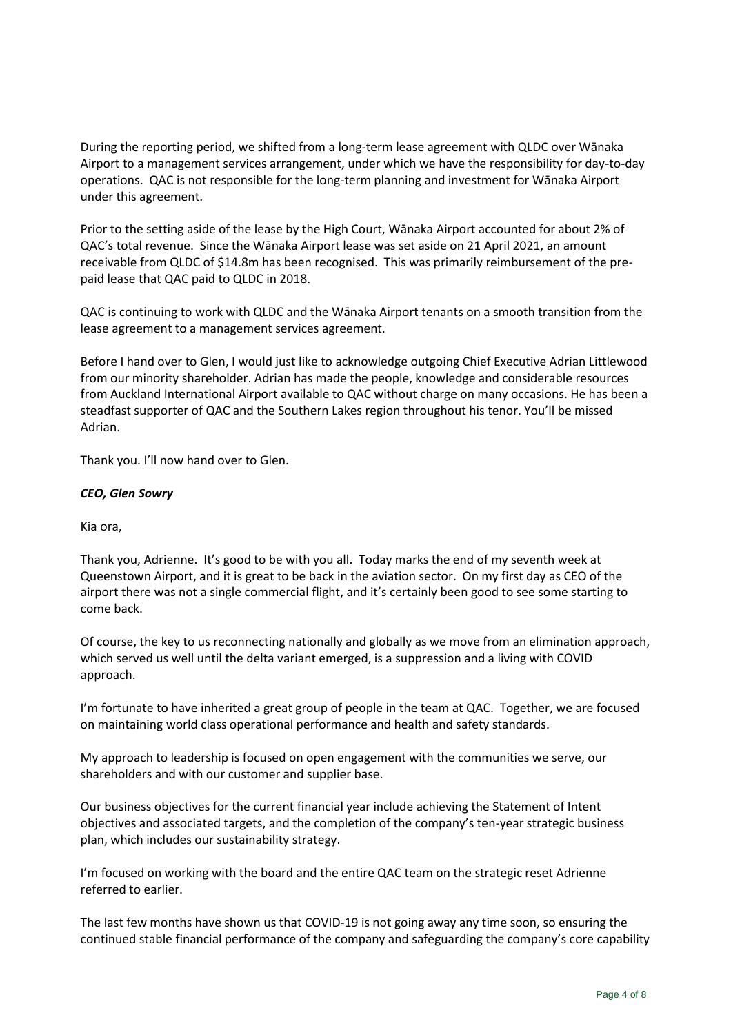During the reporting period, we shifted from a long-term lease agreement with QLDC over Wānaka Airport to a management services arrangement, under which we have the responsibility for day-to-day operations. QAC is not responsible for the long-term planning and investment for Wānaka Airport under this agreement.

Prior to the setting aside of the lease by the High Court, Wānaka Airport accounted for about 2% of QAC's total revenue. Since the Wānaka Airport lease was set aside on 21 April 2021, an amount receivable from QLDC of $14.8m has been recognised. This was primarily reimbursement of the pre-paid lease that QAC paid to QLDC in 2018.

QAC is continuing to work with QLDC and the Wānaka Airport tenants on a smooth transition from the lease agreement to a management services agreement.

Before I hand over to Glen, I would just like to acknowledge outgoing Chief Executive Adrian Littlewood from our minority shareholder. Adrian has made the people, knowledge and considerable resources from Auckland International Airport available to QAC without charge on many occasions. He has been a steadfast supporter of QAC and the Southern Lakes region throughout his tenor. You'll be missed Adrian.

Thank you. I'll now hand over to Glen.

***CEO, Glen Sowry***

Kia ora,

Thank you, Adrienne. It's good to be with you all. Today marks the end of my seventh week at Queenstown Airport, and it is great to be back in the aviation sector. On my first day as CEO of the airport there was not a single commercial flight, and it's certainly been good to see some starting to come back.

Of course, the key to us reconnecting nationally and globally as we move from an elimination approach, which served us well until the delta variant emerged, is a suppression and a living with COVID approach.

I'm fortunate to have inherited a great group of people in the team at QAC. Together, we are focused on maintaining world class operational performance and health and safety standards.

My approach to leadership is focused on open engagement with the communities we serve, our shareholders and with our customer and supplier base.

Our business objectives for the current financial year include achieving the Statement of Intent objectives and associated targets, and the completion of the company's ten-year strategic business plan, which includes our sustainability strategy.

I'm focused on working with the board and the entire QAC team on the strategic reset Adrienne referred to earlier.

The last few months have shown us that COVID-19 is not going away any time soon, so ensuring the continued stable financial performance of the company and safeguarding the company's core capability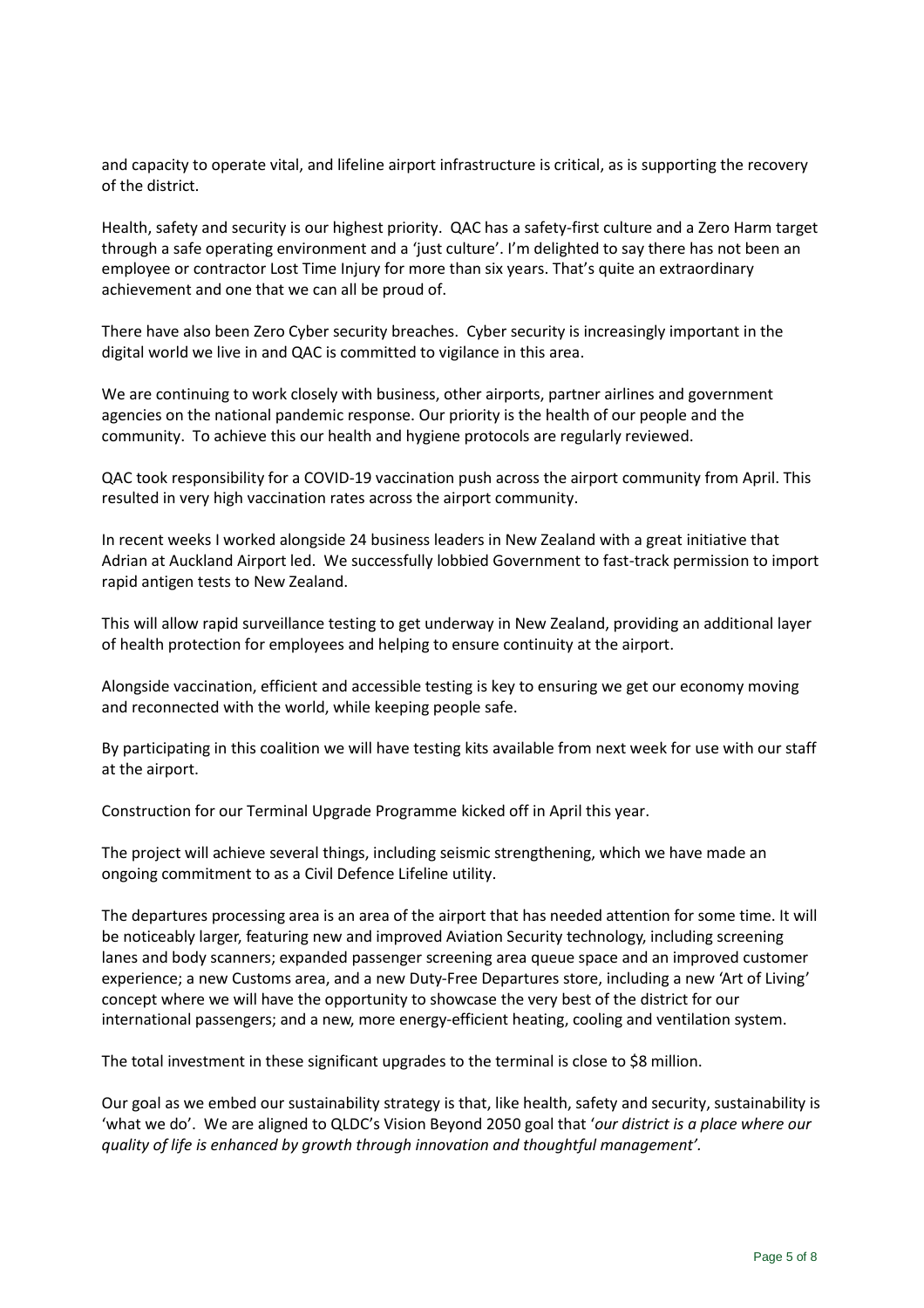and capacity to operate vital, and lifeline airport infrastructure is critical, as is supporting the recovery of the district.

Health, safety and security is our highest priority. QAC has a safety-first culture and a Zero Harm target through a safe operating environment and a 'just culture'. I'm delighted to say there has not been an employee or contractor Lost Time Injury for more than six years. That's quite an extraordinary achievement and one that we can all be proud of.

There have also been Zero Cyber security breaches. Cyber security is increasingly important in the digital world we live in and QAC is committed to vigilance in this area.

We are continuing to work closely with business, other airports, partner airlines and government agencies on the national pandemic response. Our priority is the health of our people and the community. To achieve this our health and hygiene protocols are regularly reviewed.

QAC took responsibility for a COVID-19 vaccination push across the airport community from April. This resulted in very high vaccination rates across the airport community.

In recent weeks I worked alongside 24 business leaders in New Zealand with a great initiative that Adrian at Auckland Airport led. We successfully lobbied Government to fast-track permission to import rapid antigen tests to New Zealand.

This will allow rapid surveillance testing to get underway in New Zealand, providing an additional layer of health protection for employees and helping to ensure continuity at the airport.

Alongside vaccination, efficient and accessible testing is key to ensuring we get our economy moving and reconnected with the world, while keeping people safe.

By participating in this coalition we will have testing kits available from next week for use with our staff at the airport.

Construction for our Terminal Upgrade Programme kicked off in April this year.

The project will achieve several things, including seismic strengthening, which we have made an ongoing commitment to as a Civil Defence Lifeline utility.

The departures processing area is an area of the airport that has needed attention for some time. It will be noticeably larger, featuring new and improved Aviation Security technology, including screening lanes and body scanners; expanded passenger screening area queue space and an improved customer experience; a new Customs area, and a new Duty-Free Departures store, including a new 'Art of Living' concept where we will have the opportunity to showcase the very best of the district for our international passengers; and a new, more energy-efficient heating, cooling and ventilation system.

The total investment in these significant upgrades to the terminal is close to $8 million.

Our goal as we embed our sustainability strategy is that, like health, safety and security, sustainability is 'what we do'. We are aligned to QLDC's Vision Beyond 2050 goal that '*our district is a place where our quality of life is enhanced by growth through innovation and thoughtful management'*.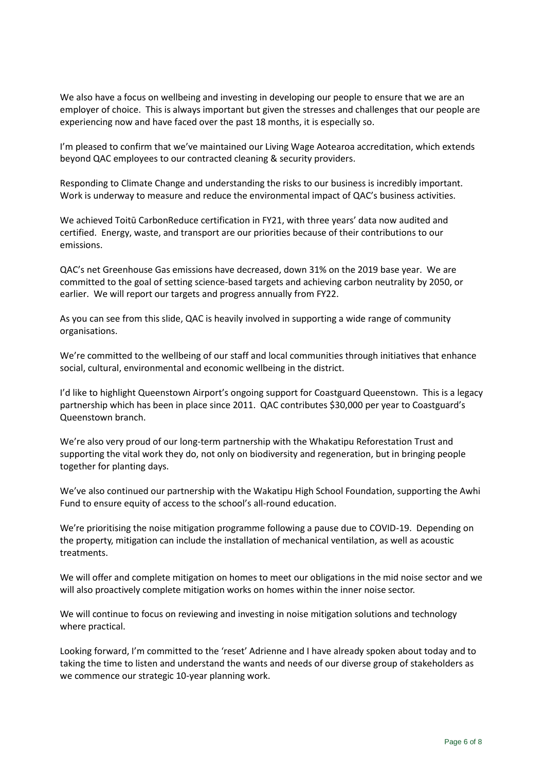We also have a focus on wellbeing and investing in developing our people to ensure that we are an employer of choice. This is always important but given the stresses and challenges that our people are experiencing now and have faced over the past 18 months, it is especially so.

I'm pleased to confirm that we've maintained our Living Wage Aotearoa accreditation, which extends beyond QAC employees to our contracted cleaning & security providers.

Responding to Climate Change and understanding the risks to our business is incredibly important. Work is underway to measure and reduce the environmental impact of QAC's business activities.

We achieved Toitū CarbonReduce certification in FY21, with three years' data now audited and certified. Energy, waste, and transport are our priorities because of their contributions to our emissions.

QAC's net Greenhouse Gas emissions have decreased, down 31% on the 2019 base year. We are committed to the goal of setting science-based targets and achieving carbon neutrality by 2050, or earlier. We will report our targets and progress annually from FY22.

As you can see from this slide, QAC is heavily involved in supporting a wide range of community organisations.

We're committed to the wellbeing of our staff and local communities through initiatives that enhance social, cultural, environmental and economic wellbeing in the district.

I'd like to highlight Queenstown Airport's ongoing support for Coastguard Queenstown. This is a legacy partnership which has been in place since 2011. QAC contributes $30,000 per year to Coastguard's Queenstown branch.

We're also very proud of our long-term partnership with the Whakatipu Reforestation Trust and supporting the vital work they do, not only on biodiversity and regeneration, but in bringing people together for planting days.

We've also continued our partnership with the Wakatipu High School Foundation, supporting the Awhi Fund to ensure equity of access to the school's all-round education.

We're prioritising the noise mitigation programme following a pause due to COVID-19. Depending on the property, mitigation can include the installation of mechanical ventilation, as well as acoustic treatments.

We will offer and complete mitigation on homes to meet our obligations in the mid noise sector and we will also proactively complete mitigation works on homes within the inner noise sector.

We will continue to focus on reviewing and investing in noise mitigation solutions and technology where practical.

Looking forward, I'm committed to the 'reset' Adrienne and I have already spoken about today and to taking the time to listen and understand the wants and needs of our diverse group of stakeholders as we commence our strategic 10-year planning work.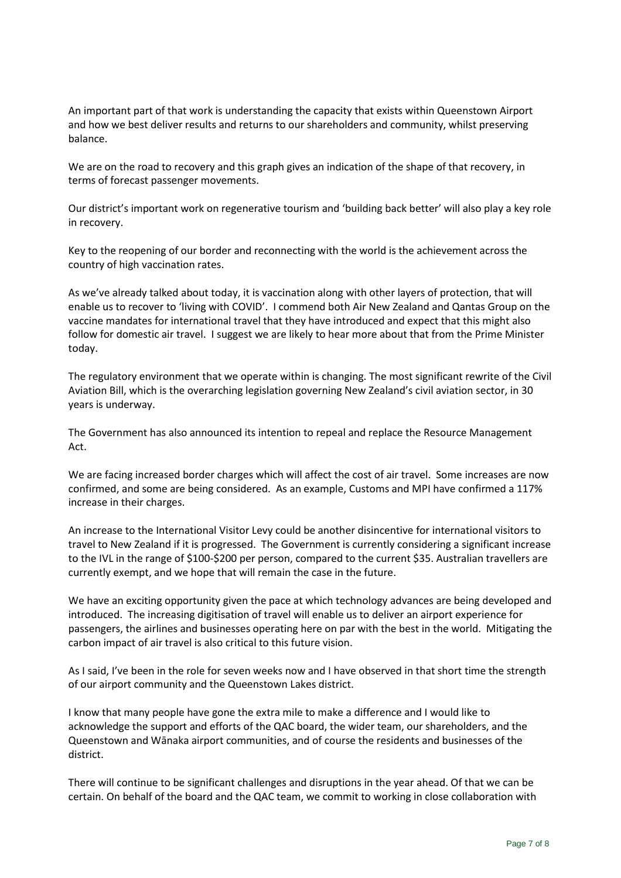An important part of that work is understanding the capacity that exists within Queenstown Airport and how we best deliver results and returns to our shareholders and community, whilst preserving balance.

We are on the road to recovery and this graph gives an indication of the shape of that recovery, in terms of forecast passenger movements.

Our district's important work on regenerative tourism and 'building back better' will also play a key role in recovery.

Key to the reopening of our border and reconnecting with the world is the achievement across the country of high vaccination rates.

As we've already talked about today, it is vaccination along with other layers of protection, that will enable us to recover to 'living with COVID'. I commend both Air New Zealand and Qantas Group on the vaccine mandates for international travel that they have introduced and expect that this might also follow for domestic air travel. I suggest we are likely to hear more about that from the Prime Minister today.

The regulatory environment that we operate within is changing. The most significant rewrite of the Civil Aviation Bill, which is the overarching legislation governing New Zealand's civil aviation sector, in 30 years is underway.

The Government has also announced its intention to repeal and replace the Resource Management Act.

We are facing increased border charges which will affect the cost of air travel. Some increases are now confirmed, and some are being considered. As an example, Customs and MPI have confirmed a 117% increase in their charges.

An increase to the International Visitor Levy could be another disincentive for international visitors to travel to New Zealand if it is progressed. The Government is currently considering a significant increase to the IVL in the range of $100-$200 per person, compared to the current $35. Australian travellers are currently exempt, and we hope that will remain the case in the future.

We have an exciting opportunity given the pace at which technology advances are being developed and introduced. The increasing digitisation of travel will enable us to deliver an airport experience for passengers, the airlines and businesses operating here on par with the best in the world. Mitigating the carbon impact of air travel is also critical to this future vision.

As I said, I've been in the role for seven weeks now and I have observed in that short time the strength of our airport community and the Queenstown Lakes district.

I know that many people have gone the extra mile to make a difference and I would like to acknowledge the support and efforts of the QAC board, the wider team, our shareholders, and the Queenstown and Wānaka airport communities, and of course the residents and businesses of the district.

There will continue to be significant challenges and disruptions in the year ahead. Of that we can be certain. On behalf of the board and the QAC team, we commit to working in close collaboration with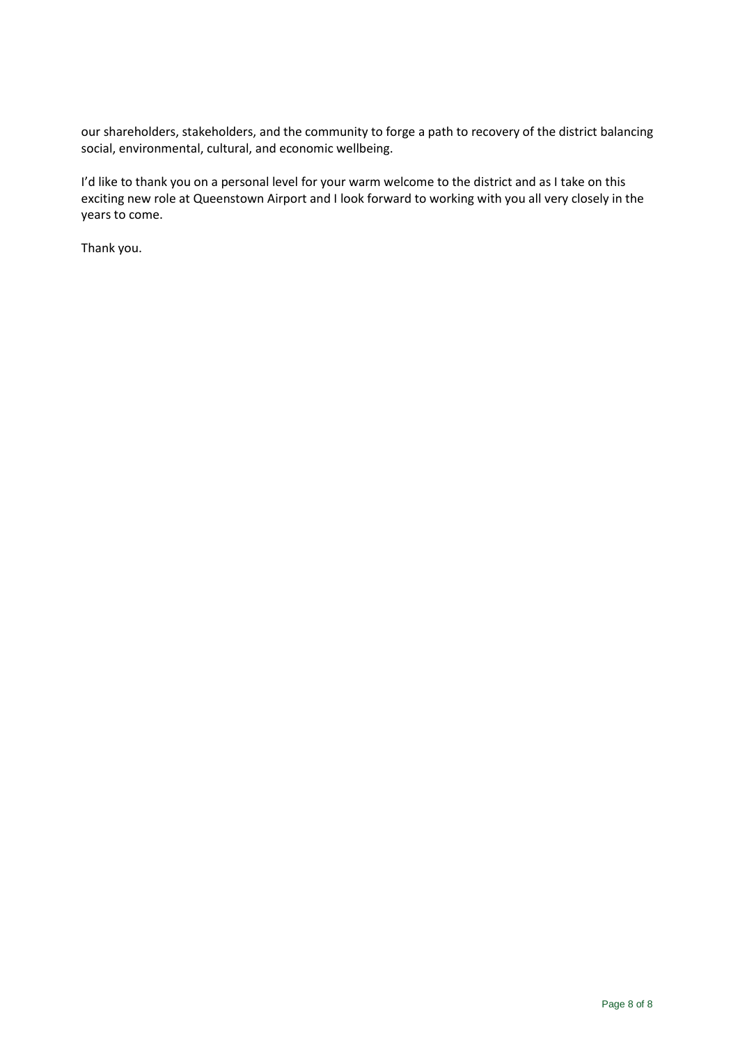our shareholders, stakeholders, and the community to forge a path to recovery of the district balancing social, environmental, cultural, and economic wellbeing.

I'd like to thank you on a personal level for your warm welcome to the district and as I take on this exciting new role at Queenstown Airport and I look forward to working with you all very closely in the years to come.

Thank you.